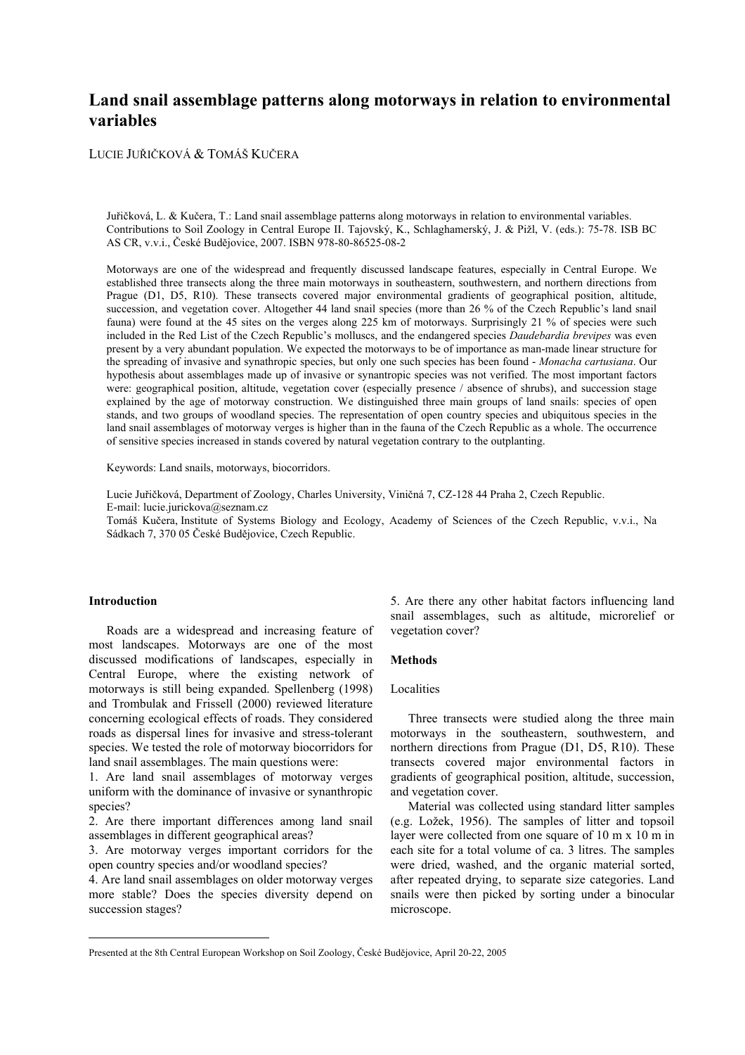# Land snail assemblage patterns along motorways in relation to environmental variables

LUCIE JUŘIČKOVÁ & TOMÁŠ KUČERA

Juřičková, L. & Kučera, T.: Land snail assemblage patterns along motorways in relation to environmental variables. Contributions to Soil Zoology in Central Europe II. Tajovský, K., Schlaghamerský, J. & Pižl, V. (eds.): 75-78. ISB BC AS CR, v.v.i., České Budějovice, 2007. ISBN 978-80-86525-08-2

Motorways are one of the widespread and frequently discussed landscape features, especially in Central Europe. We established three transects along the three main motorways in southeastern, southwestern, and northern directions from Prague (D1, D5, R10). These transects covered major environmental gradients of geographical position, altitude, succession, and vegetation cover. Altogether 44 land snail species (more than 26 % of the Czech Republic's land snail fauna) were found at the 45 sites on the verges along 225 km of motorways. Surprisingly 21 % of species were such included in the Red List of the Czech Republic's molluscs, and the endangered species *Daudebardia brevipes* was even present by a very abundant population. We expected the motorways to be of importance as man-made linear structure for the spreading of invasive and synathropic species, but only one such species has been found - *Monacha cartusiana*. Our hypothesis about assemblages made up of invasive or synantropic species was not verified. The most important factors were: geographical position, altitude, vegetation cover (especially presence / absence of shrubs), and succession stage explained by the age of motorway construction. We distinguished three main groups of land snails: species of open stands, and two groups of woodland species. The representation of open country species and ubiquitous species in the land snail assemblages of motorway verges is higher than in the fauna of the Czech Republic as a whole. The occurrence of sensitive species increased in stands covered by natural vegetation contrary to the outplanting.

Keywords: Land snails, motorways, biocorridors.

Lucie Juřičková, Department of Zoology, Charles University, Viničná 7, CZ-128 44 Praha 2, Czech Republic.
E-mail: lucie.jurickova@seznam.cz
Tomáš Kučera, Institute of Systems Biology and Ecology, Academy of Sciences of the Czech Republic, v.v.i., Na Sádkach 7, 370 05 České Budějovice, Czech Republic.

## Introduction

Roads are a widespread and increasing feature of most landscapes. Motorways are one of the most discussed modifications of landscapes, especially in Central Europe, where the existing network of motorways is still being expanded. Spellenberg (1998) and Trombulak and Frissell (2000) reviewed literature concerning ecological effects of roads. They considered roads as dispersal lines for invasive and stress-tolerant species. We tested the role of motorway biocorridors for land snail assemblages. The main questions were:

1. Are land snail assemblages of motorway verges uniform with the dominance of invasive or synanthropic species?
2. Are there important differences among land snail assemblages in different geographical areas?
3. Are motorway verges important corridors for the open country species and/or woodland species?
4. Are land snail assemblages on older motorway verges more stable? Does the species diversity depend on succession stages?
5. Are there any other habitat factors influencing land snail assemblages, such as altitude, microrelief or vegetation cover?

## Methods

### Localities

Three transects were studied along the three main motorways in the southeastern, southwestern, and northern directions from Prague (D1, D5, R10). These transects covered major environmental factors in gradients of geographical position, altitude, succession, and vegetation cover.

Material was collected using standard litter samples (e.g. Ložek, 1956). The samples of litter and topsoil layer were collected from one square of 10 m x 10 m in each site for a total volume of ca. 3 litres. The samples were dried, washed, and the organic material sorted, after repeated drying, to separate size categories. Land snails were then picked by sorting under a binocular microscope.

Presented at the 8th Central European Workshop on Soil Zoology, České Budějovice, April 20-22, 2005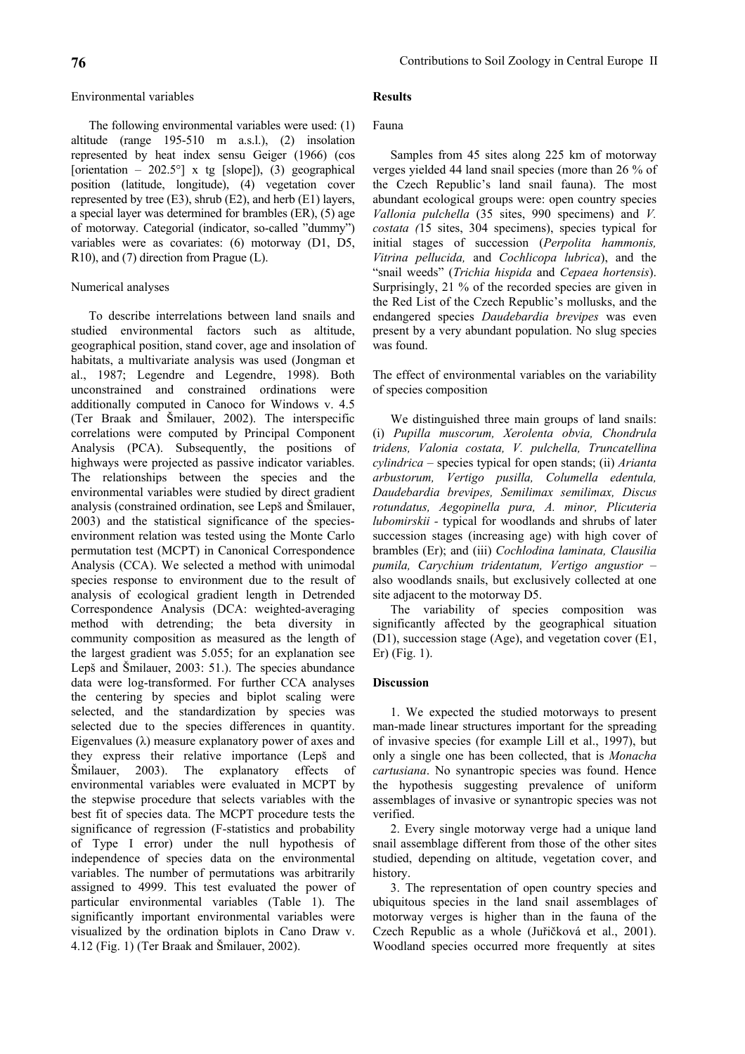Environmental variables

The following environmental variables were used: (1) altitude (range 195-510 m a.s.l.), (2) insolation represented by heat index sensu Geiger (1966) (cos [orientation – 202.5°] x tg [slope]), (3) geographical position (latitude, longitude), (4) vegetation cover represented by tree (E3), shrub (E2), and herb (E1) layers, a special layer was determined for brambles (ER), (5) age of motorway. Categorial (indicator, so-called "dummy") variables were as covariates: (6) motorway (D1, D5, R10), and (7) direction from Prague (L).

Numerical analyses

To describe interrelations between land snails and studied environmental factors such as altitude, geographical position, stand cover, age and insolation of habitats, a multivariate analysis was used (Jongman et al., 1987; Legendre and Legendre, 1998). Both unconstrained and constrained ordinations were additionally computed in Canoco for Windows v. 4.5 (Ter Braak and Šmilauer, 2002). The interspecific correlations were computed by Principal Component Analysis (PCA). Subsequently, the positions of highways were projected as passive indicator variables. The relationships between the species and the environmental variables were studied by direct gradient analysis (constrained ordination, see Lepš and Šmilauer, 2003) and the statistical significance of the species-environment relation was tested using the Monte Carlo permutation test (MCPT) in Canonical Correspondence Analysis (CCA). We selected a method with unimodal species response to environment due to the result of analysis of ecological gradient length in Detrended Correspondence Analysis (DCA: weighted-averaging method with detrending; the beta diversity in community composition as measured as the length of the largest gradient was 5.055; for an explanation see Lepš and Šmilauer, 2003: 51.). The species abundance data were log-transformed. For further CCA analyses the centering by species and biplot scaling were selected, and the standardization by species was selected due to the species differences in quantity. Eigenvalues (λ) measure explanatory power of axes and they express their relative importance (Lepš and Šmilauer, 2003). The explanatory effects of environmental variables were evaluated in MCPT by the stepwise procedure that selects variables with the best fit of species data. The MCPT procedure tests the significance of regression (F-statistics and probability of Type I error) under the null hypothesis of independence of species data on the environmental variables. The number of permutations was arbitrarily assigned to 4999. This test evaluated the power of particular environmental variables (Table 1). The significantly important environmental variables were visualized by the ordination biplots in Cano Draw v. 4.12 (Fig. 1) (Ter Braak and Šmilauer, 2002).

## Results

Fauna

Samples from 45 sites along 225 km of motorway verges yielded 44 land snail species (more than 26 % of the Czech Republic's land snail fauna). The most abundant ecological groups were: open country species *Vallonia pulchella* (35 sites, 990 specimens) and *V. costata (*15 sites, 304 specimens), species typical for initial stages of succession (*Perpolita hammonis, Vitrina pellucida,* and *Cochlicopa lubrica*), and the "snail weeds" (*Trichia hispida* and *Cepaea hortensis*). Surprisingly, 21 % of the recorded species are given in the Red List of the Czech Republic's mollusks, and the endangered species *Daudebardia brevipes* was even present by a very abundant population. No slug species was found.

The effect of environmental variables on the variability of species composition

We distinguished three main groups of land snails: (i) *Pupilla muscorum, Xerolenta obvia, Chondrula tridens, Valonia costata, V. pulchella, Truncatellina cylindrica* – species typical for open stands; (ii) *Arianta arbustorum, Vertigo pusilla, Columella edentula, Daudebardia brevipes, Semilimax semilimax, Discus rotundatus, Aegopinella pura, A. minor, Plicuteria lubomirskii* - typical for woodlands and shrubs of later succession stages (increasing age) with high cover of brambles (Er); and (iii) *Cochlodina laminata, Clausilia pumila, Carychium tridentatum, Vertigo angustior* – also woodlands snails, but exclusively collected at one site adjacent to the motorway D5.

The variability of species composition was significantly affected by the geographical situation (D1), succession stage (Age), and vegetation cover (E1, Er) (Fig. 1).

## Discussion

1. We expected the studied motorways to present man-made linear structures important for the spreading of invasive species (for example Lill et al., 1997), but only a single one has been collected, that is *Monacha cartusiana*. No synantropic species was found. Hence the hypothesis suggesting prevalence of uniform assemblages of invasive or synantropic species was not verified.

2. Every single motorway verge had a unique land snail assemblage different from those of the other sites studied, depending on altitude, vegetation cover, and history.

3. The representation of open country species and ubiquitous species in the land snail assemblages of motorway verges is higher than in the fauna of the Czech Republic as a whole (Juřičková et al., 2001). Woodland species occurred more frequently at sites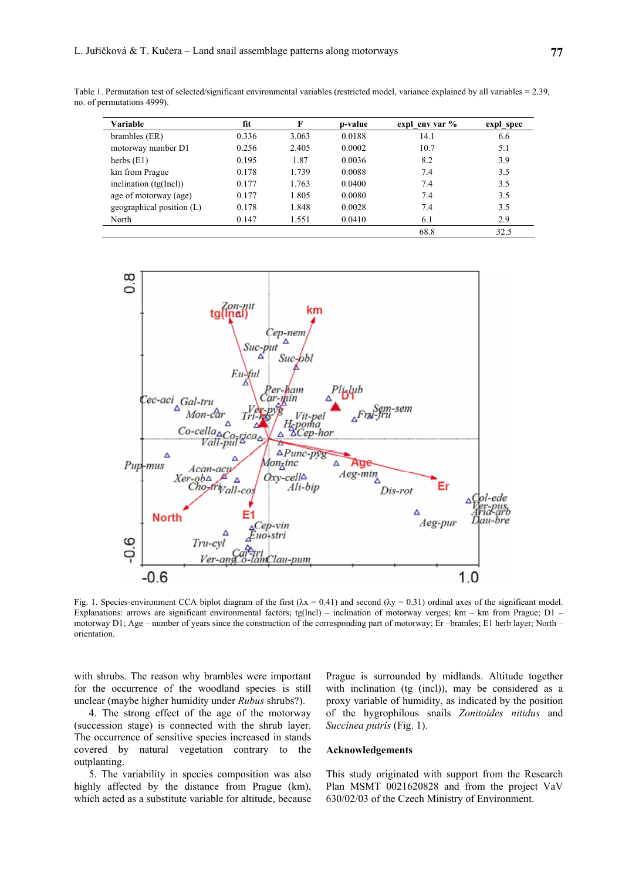Table 1. Permutation test of selected/significant environmental variables (restricted model, variance explained by all variables = 2.39, no. of permutations 4999).

| Variable | fit | F | p-value | expl_env var % | expl_spec |
|---|---|---|---|---|---|
| brambles (ER) | 0.336 | 3.063 | 0.0188 | 14.1 | 6.6 |
| motorway number D1 | 0.256 | 2.405 | 0.0002 | 10.7 | 5.1 |
| herbs (E1) | 0.195 | 1.87 | 0.0036 | 8.2 | 3.9 |
| km from Prague | 0.178 | 1.739 | 0.0088 | 7.4 | 3.5 |
| inclination (tg(Incl)) | 0.177 | 1.763 | 0.0400 | 7.4 | 3.5 |
| age of motorway (age) | 0.177 | 1.805 | 0.0080 | 7.4 | 3.5 |
| geographical position (L) | 0.178 | 1.848 | 0.0028 | 7.4 | 3.5 |
| North | 0.147 | 1.551 | 0.0410 | 6.1 | 2.9 |
| | | | | 68.8 | 32.5 |

Fig. 1. Species-environment CCA biplot diagram of the first ($\lambda x = 0.41$) and second ($\lambda y = 0.31$) ordinal axes of the significant model. Explanations: arrows are significant environmental factors; tg(Incl) – inclination of motorway verges; km – km from Prague; D1 – motorway D1; Age – number of years since the construction of the corresponding part of motorway; Er –bramles; E1 herb layer; North – orientation.

with shrubs. The reason why brambles were important for the occurrence of the woodland species is still unclear (maybe higher humidity under *Rubus* shrubs?).

4. The strong effect of the age of the motorway (succession stage) is connected with the shrub layer. The occurrence of sensitive species increased in stands covered by natural vegetation contrary to the outplanting.

5. The variability in species composition was also highly affected by the distance from Prague (km), which acted as a substitute variable for altitude, because Prague is surrounded by midlands. Altitude together with inclination (tg (incl)), may be considered as a proxy variable of humidity, as indicated by the position of the hygrophilous snails *Zonitoides nitidus* and *Succinea putris* (Fig. 1).

## Acknowledgements

This study originated with support from the Research Plan MSMT 0021620828 and from the project VaV 630/02/03 of the Czech Ministry of Environment.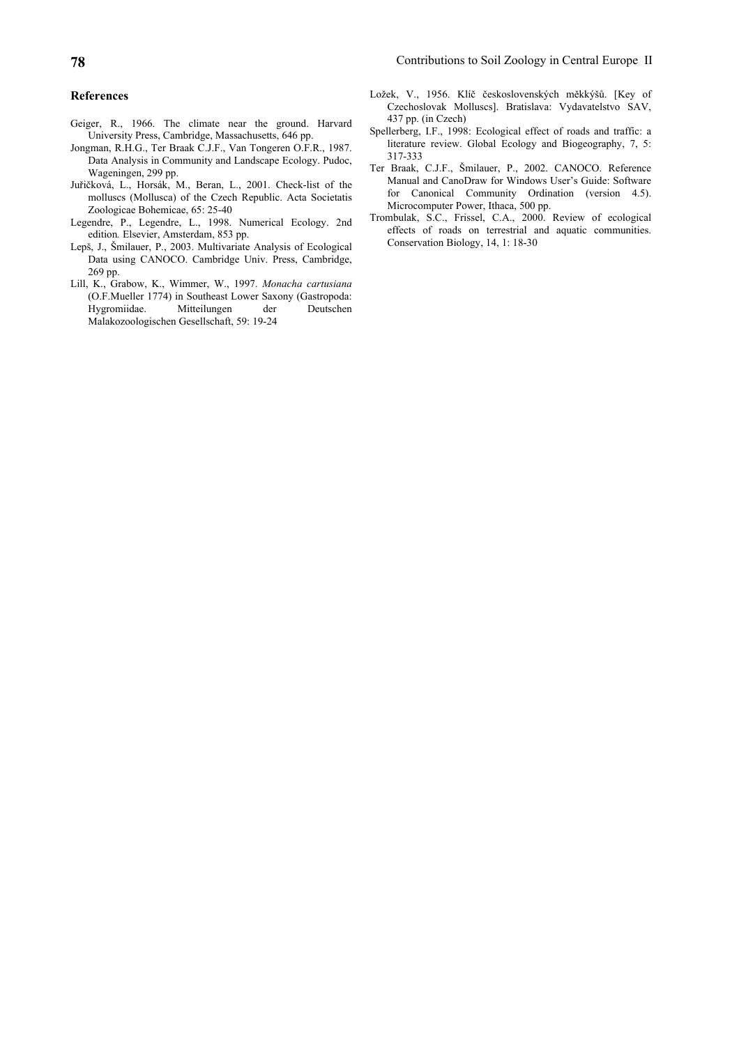## References

Geiger, R., 1966. The climate near the ground. Harvard University Press, Cambridge, Massachusetts, 646 pp.

Jongman, R.H.G., Ter Braak C.J.F., Van Tongeren O.F.R., 1987. Data Analysis in Community and Landscape Ecology. Pudoc, Wageningen, 299 pp.

Juřičková, L., Horsák, M., Beran, L., 2001. Check-list of the molluscs (Mollusca) of the Czech Republic. Acta Societatis Zoologicae Bohemicae, 65: 25-40

Legendre, P., Legendre, L., 1998. Numerical Ecology. 2nd edition*.* Elsevier, Amsterdam, 853 pp.

Lepš, J., Šmilauer, P., 2003. Multivariate Analysis of Ecological Data using CANOCO. Cambridge Univ. Press, Cambridge, 269 pp.

Lill, K., Grabow, K., Wimmer, W., 1997. *Monacha cartusiana* (O.F.Mueller 1774) in Southeast Lower Saxony (Gastropoda: Hygromiidae. Mitteilungen der Deutschen Malakozoologischen Gesellschaft, 59: 19-24

Ložek, V., 1956. Klíč československých měkkýšů. [Key of Czechoslovak Molluscs]. Bratislava: Vydavatelstvo SAV, 437 pp. (in Czech)

Spellerberg, I.F., 1998: Ecological effect of roads and traffic: a literature review. Global Ecology and Biogeography, 7, 5: 317-333

Ter Braak, C.J.F., Šmilauer, P., 2002. CANOCO. Reference Manual and CanoDraw for Windows User's Guide: Software for Canonical Community Ordination (version 4.5). Microcomputer Power, Ithaca, 500 pp.

Trombulak, S.C., Frissel, C.A., 2000. Review of ecological effects of roads on terrestrial and aquatic communities. Conservation Biology, 14, 1: 18-30